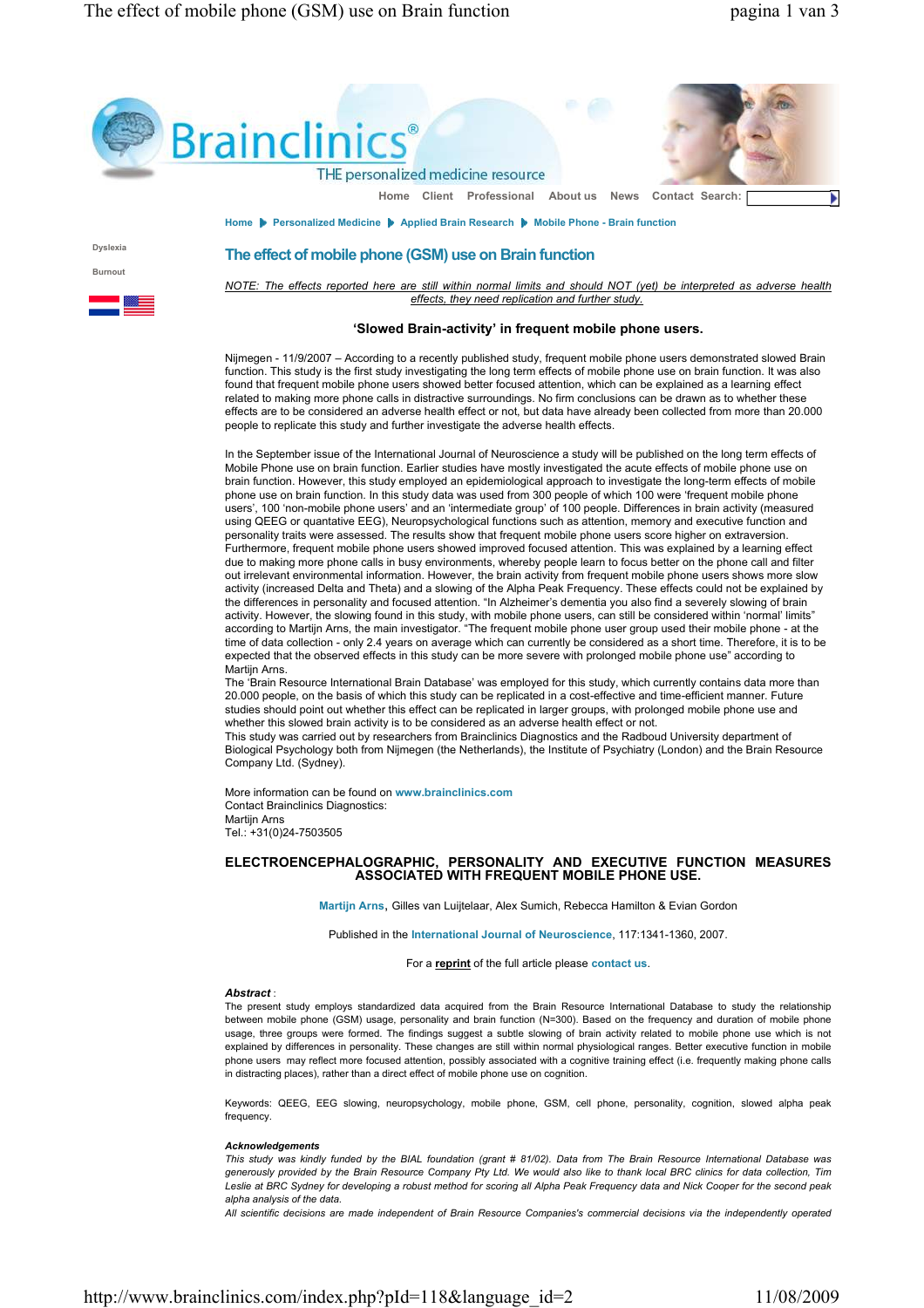Braincliniics® THE personalized medicine resource

Home Client Professional About us News Contact Search:

Home ▶ Personalized Medicine ▶ Applied Brain Research ▶ Mobile Phone - Brain function

Dyslexia

Burnout

# The effect of mobile phone (GSM) use on Brain function

_NOTE: The effects reported here are still within normal limits and should NOT (yet) be interpreted as adverse health effects, they need replication and further study._

### 'Slowed Brain-activity' in frequent mobile phone users.

Nijmegen - 11/9/2007 – According to a recently published study, frequent mobile phone users demonstrated slowed Brain function. This study is the first study investigating the long term effects of mobile phone use on brain function. It was also found that frequent mobile phone users showed better focused attention, which can be explained as a learning effect related to making more phone calls in distractive surroundings. No firm conclusions can be drawn as to whether these effects are to be considered an adverse health effect or not, but data have already been collected from more than 20.000 people to replicate this study and further investigate the adverse health effects.

In the September issue of the International Journal of Neuroscience a study will be published on the long term effects of Mobile Phone use on brain function. Earlier studies have mostly investigated the acute effects of mobile phone use on brain function. However, this study employed an epidemiological approach to investigate the long-term effects of mobile phone use on brain function. In this study data was used from 300 people of which 100 were 'frequent mobile phone users', 100 'non-mobile phone users' and an 'intermediate group' of 100 people. Differences in brain activity (measured using QEEG or quantative EEG), Neuropsychological functions such as attention, memory and executive function and personality traits were assessed. The results show that frequent mobile phone users score higher on extraversion. Furthermore, frequent mobile phone users showed improved focused attention. This was explained by a learning effect due to making more phone calls in busy environments, whereby people learn to focus better on the phone call and filter out irrelevant environmental information. However, the brain activity from frequent mobile phone users shows more slow activity (increased Delta and Theta) and a slowing of the Alpha Peak Frequency. These effects could not be explained by the differences in personality and focused attention. "In Alzheimer's dementia you also find a severely slowing of brain activity. However, the slowing found in this study, with mobile phone users, can still be considered within 'normal' limits" according to Martijn Arns, the main investigator. "The frequent mobile phone user group used their mobile phone - at the time of data collection - only 2.4 years on average which can currently be considered as a short time. Therefore, it is to be expected that the observed effects in this study can be more severe with prolonged mobile phone use" according to Martijn Arns.
The 'Brain Resource International Brain Database' was employed for this study, which currently contains data more than 20.000 people, on the basis of which this study can be replicated in a cost-effective and time-efficient manner. Future studies should point out whether this effect can be replicated in larger groups, with prolonged mobile phone use and whether this slowed brain activity is to be considered as an adverse health effect or not.
This study was carried out by researchers from Brainclinics Diagnostics and the Radboud University department of Biological Psychology both from Nijmegen (the Netherlands), the Institute of Psychiatry (London) and the Brain Resource Company Ltd. (Sydney).

More information can be found on **www.brainclinics.com**
Contact Brainclinics Diagnostics:
Martijn Arns
Tel.: +31(0)24-7503505

## ELECTROENCEPHALOGRAPHIC, PERSONALITY AND EXECUTIVE FUNCTION MEASURES ASSOCIATED WITH FREQUENT MOBILE PHONE USE.

**Martijn Arns**, Gilles van Luijtelaar, Alex Sumich, Rebecca Hamilton & Evian Gordon

Published in the **International Journal of Neuroscience**, 117:1341-1360, 2007.

For a **reprint** of the full article please **contact us**.

***Abstract*** :
The present study employs standardized data acquired from the Brain Resource International Database to study the relationship between mobile phone (GSM) usage, personality and brain function (N=300). Based on the frequency and duration of mobile phone usage, three groups were formed. The findings suggest a subtle slowing of brain activity related to mobile phone use which is not explained by differences in personality. These changes are still within normal physiological ranges. Better executive function in mobile phone users may reflect more focused attention, possibly associated with a cognitive training effect (i.e. frequently making phone calls in distracting places), rather than a direct effect of mobile phone use on cognition.

Keywords: QEEG, EEG slowing, neuropsychology, mobile phone, GSM, cell phone, personality, cognition, slowed alpha peak frequency.

***Acknowledgements***
*This study was kindly funded by the BIAL foundation (grant # 81/02). Data from The Brain Resource International Database was generously provided by the Brain Resource Company Pty Ltd. We would also like to thank local BRC clinics for data collection, Tim Leslie at BRC Sydney for developing a robust method for scoring all Alpha Peak Frequency data and Nick Cooper for the second peak alpha analysis of the data.*
*All scientific decisions are made independent of Brain Resource Companies's commercial decisions via the independently operated*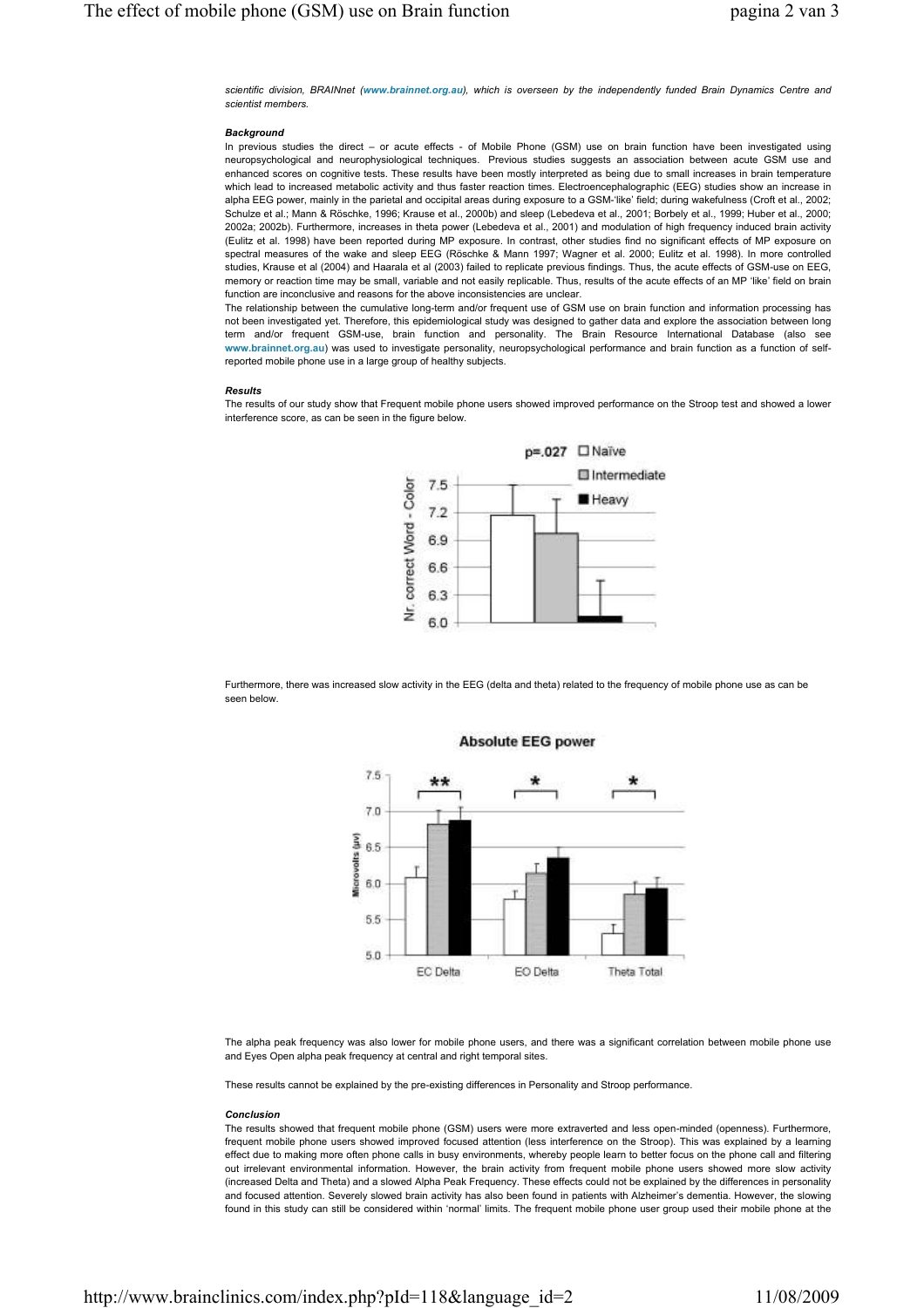*scientific division, BRAINnet (www.brainnet.org.au), which is overseen by the independently funded Brain Dynamics Centre and scientist members.*

***Background***

In previous studies the direct – or acute effects - of Mobile Phone (GSM) use on brain function have been investigated using neuropsychological and neurophysiological techniques. Previous studies suggests an association between acute GSM use and enhanced scores on cognitive tests. These results have been mostly interpreted as being due to small increases in brain temperature which lead to increased metabolic activity and thus faster reaction times. Electroencephalographic (EEG) studies show an increase in alpha EEG power, mainly in the parietal and occipital areas during exposure to a GSM-'like' field; during wakefulness (Croft et al., 2002; Schulze et al.; Mann & Röschke, 1996; Krause et al., 2000b) and sleep (Lebedeva et al., 2001; Borbely et al., 1999; Huber et al., 2000; 2002a; 2002b). Furthermore, increases in theta power (Lebedeva et al., 2001) and modulation of high frequency induced brain activity (Eulitz et al. 1998) have been reported during MP exposure. In contrast, other studies find no significant effects of MP exposure on spectral measures of the wake and sleep EEG (Röschke & Mann 1997; Wagner et al. 2000; Eulitz et al. 1998). In more controlled studies, Krause et al (2004) and Haarala et al (2003) failed to replicate previous findings. Thus, the acute effects of GSM-use on EEG, memory or reaction time may be small, variable and not easily replicable. Thus, results of the acute effects of an MP 'like' field on brain function are inconclusive and reasons for the above inconsistencies are unclear.

The relationship between the cumulative long-term and/or frequent use of GSM use on brain function and information processing has not been investigated yet. Therefore, this epidemiological study was designed to gather data and explore the association between long term and/or frequent GSM-use, brain function and personality. The Brain Resource International Database (also see www.brainnet.org.au) was used to investigate personality, neuropsychological performance and brain function as a function of self-reported mobile phone use in a large group of healthy subjects.

***Results***

The results of our study show that Frequent mobile phone users showed improved performance on the Stroop test and showed a lower interference score, as can be seen in the figure below.

Furthermore, there was increased slow activity in the EEG (delta and theta) related to the frequency of mobile phone use as can be seen below.

The alpha peak frequency was also lower for mobile phone users, and there was a significant correlation between mobile phone use and Eyes Open alpha peak frequency at central and right temporal sites.

These results cannot be explained by the pre-existing differences in Personality and Stroop performance.

***Conclusion***

The results showed that frequent mobile phone (GSM) users were more extraverted and less open-minded (openness). Furthermore, frequent mobile phone users showed improved focused attention (less interference on the Stroop). This was explained by a learning effect due to making more often phone calls in busy environments, whereby people learn to better focus on the phone call and filtering out irrelevant environmental information. However, the brain activity from frequent mobile phone users showed more slow activity (increased Delta and Theta) and a slowed Alpha Peak Frequency. These effects could not be explained by the differences in personality and focused attention. Severely slowed brain activity has also been found in patients with Alzheimer's dementia. However, the slowing found in this study can still be considered within 'normal' limits. The frequent mobile phone user group used their mobile phone at the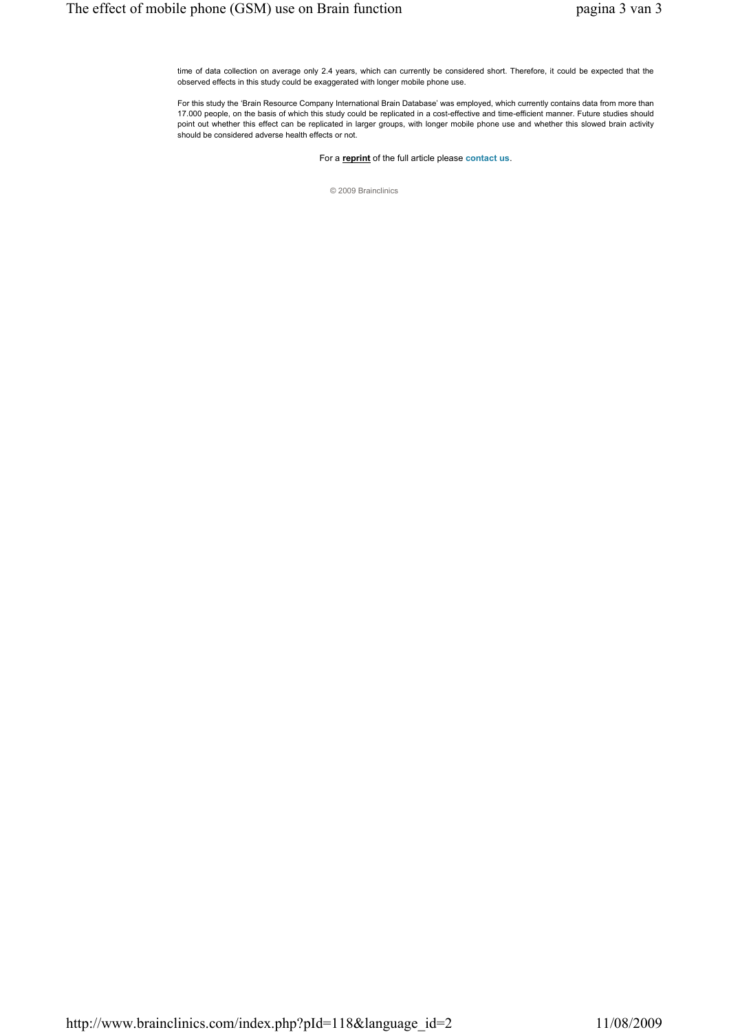time of data collection on average only 2.4 years, which can currently be considered short. Therefore, it could be expected that the observed effects in this study could be exaggerated with longer mobile phone use.

For this study the 'Brain Resource Company International Brain Database' was employed, which currently contains data from more than 17.000 people, on the basis of which this study could be replicated in a cost-effective and time-efficient manner. Future studies should point out whether this effect can be replicated in larger groups, with longer mobile phone use and whether this slowed brain activity should be considered adverse health effects or not.

For a **reprint** of the full article please **contact us**.

© 2009 Brainclinics